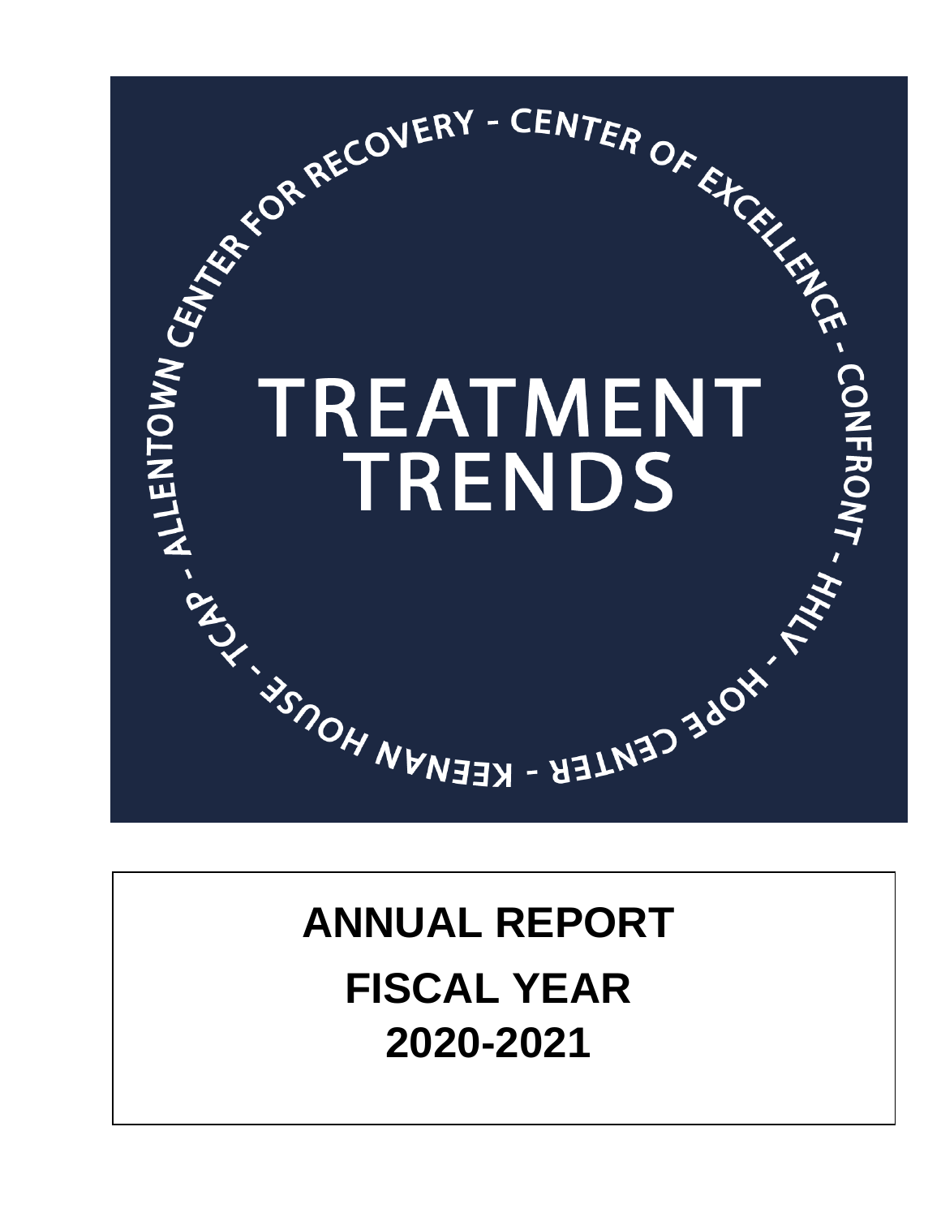ALLENTOWN CENTER FOR RECOVERY - CENTER OF EXCELLENCE - CONFRONT - HHLV - HOPE CENTER - KEENAN HOUSE - TCAP

# TREATMENT TRENDS

# ANNUAL REPORT
# FISCAL YEAR
# 2020-2021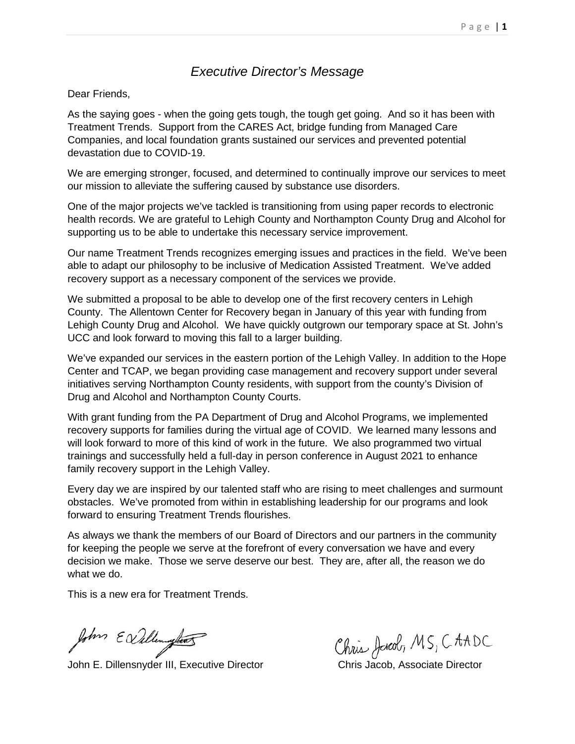# *Executive Director's Message*

Dear Friends,

As the saying goes - when the going gets tough, the tough get going. And so it has been with Treatment Trends. Support from the CARES Act, bridge funding from Managed Care Companies, and local foundation grants sustained our services and prevented potential devastation due to COVID-19.

We are emerging stronger, focused, and determined to continually improve our services to meet our mission to alleviate the suffering caused by substance use disorders.

One of the major projects we've tackled is transitioning from using paper records to electronic health records. We are grateful to Lehigh County and Northampton County Drug and Alcohol for supporting us to be able to undertake this necessary service improvement.

Our name Treatment Trends recognizes emerging issues and practices in the field. We've been able to adapt our philosophy to be inclusive of Medication Assisted Treatment. We've added recovery support as a necessary component of the services we provide.

We submitted a proposal to be able to develop one of the first recovery centers in Lehigh County. The Allentown Center for Recovery began in January of this year with funding from Lehigh County Drug and Alcohol. We have quickly outgrown our temporary space at St. John's UCC and look forward to moving this fall to a larger building.

We've expanded our services in the eastern portion of the Lehigh Valley. In addition to the Hope Center and TCAP, we began providing case management and recovery support under several initiatives serving Northampton County residents, with support from the county's Division of Drug and Alcohol and Northampton County Courts.

With grant funding from the PA Department of Drug and Alcohol Programs, we implemented recovery supports for families during the virtual age of COVID. We learned many lessons and will look forward to more of this kind of work in the future. We also programmed two virtual trainings and successfully held a full-day in person conference in August 2021 to enhance family recovery support in the Lehigh Valley.

Every day we are inspired by our talented staff who are rising to meet challenges and surmount obstacles. We've promoted from within in establishing leadership for our programs and look forward to ensuring Treatment Trends flourishes.

As always we thank the members of our Board of Directors and our partners in the community for keeping the people we serve at the forefront of every conversation we have and every decision we make. Those we serve deserve our best. They are, after all, the reason we do what we do.

This is a new era for Treatment Trends.

John E. Dillensnyder III, Executive Director

Chris Jacob, MS, CAADC

Chris Jacob, Associate Director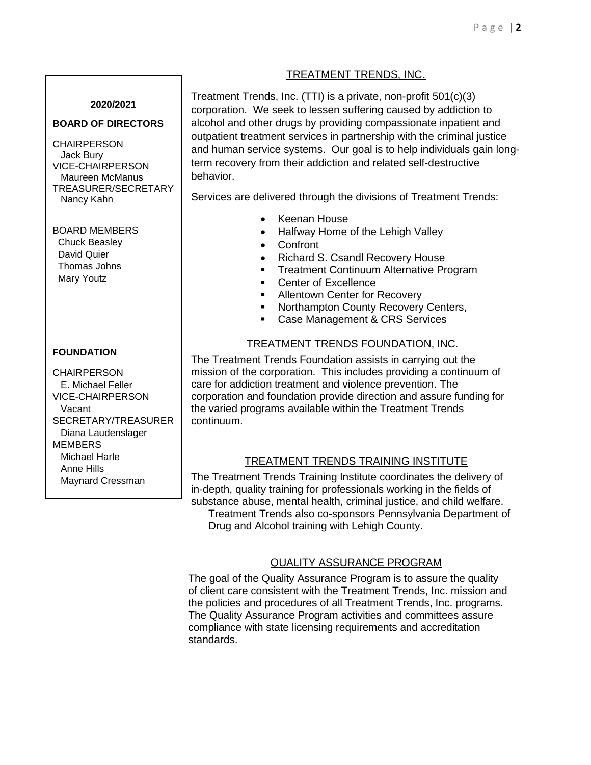**2020/2021**

**BOARD OF DIRECTORS**

CHAIRPERSON
Jack Bury
VICE-CHAIRPERSON
Maureen McManus
TREASURER/SECRETARY
Nancy Kahn

BOARD MEMBERS
Chuck Beasley
David Quier
Thomas Johns
Mary Youtz

**FOUNDATION**

CHAIRPERSON
E. Michael Feller
VICE-CHAIRPERSON
Vacant
SECRETARY/TREASURER
Diana Laudenslager
MEMBERS
Michael Harle
Anne Hills
Maynard Cressman

## TREATMENT TRENDS, INC.

Treatment Trends, Inc. (TTI) is a private, non-profit 501(c)(3) corporation. We seek to lessen suffering caused by addiction to alcohol and other drugs by providing compassionate inpatient and outpatient treatment services in partnership with the criminal justice and human service systems. Our goal is to help individuals gain long-term recovery from their addiction and related self-destructive behavior.

Services are delivered through the divisions of Treatment Trends:

- Keenan House
- Halfway Home of the Lehigh Valley
- Confront
- Richard S. Csandl Recovery House
- Treatment Continuum Alternative Program
- Center of Excellence
- Allentown Center for Recovery
- Northampton County Recovery Centers,
- Case Management & CRS Services

## TREATMENT TRENDS FOUNDATION, INC.

The Treatment Trends Foundation assists in carrying out the mission of the corporation. This includes providing a continuum of care for addiction treatment and violence prevention. The corporation and foundation provide direction and assure funding for the varied programs available within the Treatment Trends continuum.

## TREATMENT TRENDS TRAINING INSTITUTE

The Treatment Trends Training Institute coordinates the delivery of in-depth, quality training for professionals working in the fields of substance abuse, mental health, criminal justice, and child welfare. Treatment Trends also co-sponsors Pennsylvania Department of Drug and Alcohol training with Lehigh County.

## QUALITY ASSURANCE PROGRAM

The goal of the Quality Assurance Program is to assure the quality of client care consistent with the Treatment Trends, Inc. mission and the policies and procedures of all Treatment Trends, Inc. programs. The Quality Assurance Program activities and committees assure compliance with state licensing requirements and accreditation standards.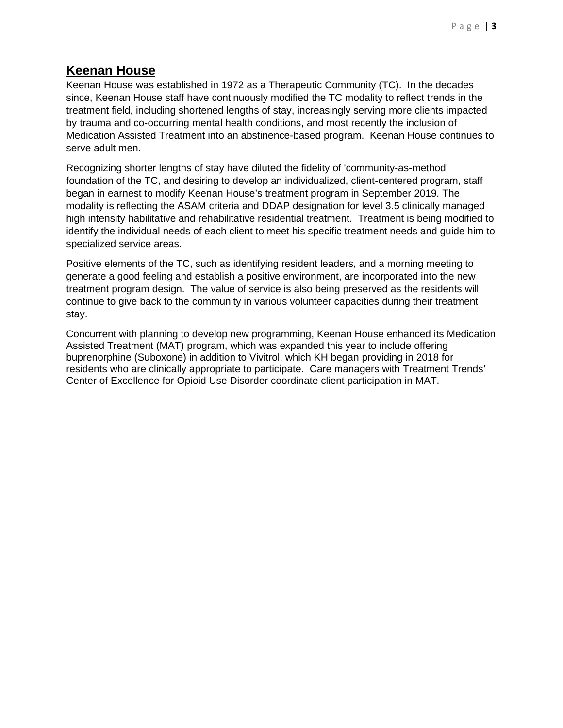## Keenan House

Keenan House was established in 1972 as a Therapeutic Community (TC). In the decades since, Keenan House staff have continuously modified the TC modality to reflect trends in the treatment field, including shortened lengths of stay, increasingly serving more clients impacted by trauma and co-occurring mental health conditions, and most recently the inclusion of Medication Assisted Treatment into an abstinence-based program. Keenan House continues to serve adult men.

Recognizing shorter lengths of stay have diluted the fidelity of 'community-as-method' foundation of the TC, and desiring to develop an individualized, client-centered program, staff began in earnest to modify Keenan House's treatment program in September 2019. The modality is reflecting the ASAM criteria and DDAP designation for level 3.5 clinically managed high intensity habilitative and rehabilitative residential treatment. Treatment is being modified to identify the individual needs of each client to meet his specific treatment needs and guide him to specialized service areas.

Positive elements of the TC, such as identifying resident leaders, and a morning meeting to generate a good feeling and establish a positive environment, are incorporated into the new treatment program design. The value of service is also being preserved as the residents will continue to give back to the community in various volunteer capacities during their treatment stay.

Concurrent with planning to develop new programming, Keenan House enhanced its Medication Assisted Treatment (MAT) program, which was expanded this year to include offering buprenorphine (Suboxone) in addition to Vivitrol, which KH began providing in 2018 for residents who are clinically appropriate to participate. Care managers with Treatment Trends' Center of Excellence for Opioid Use Disorder coordinate client participation in MAT.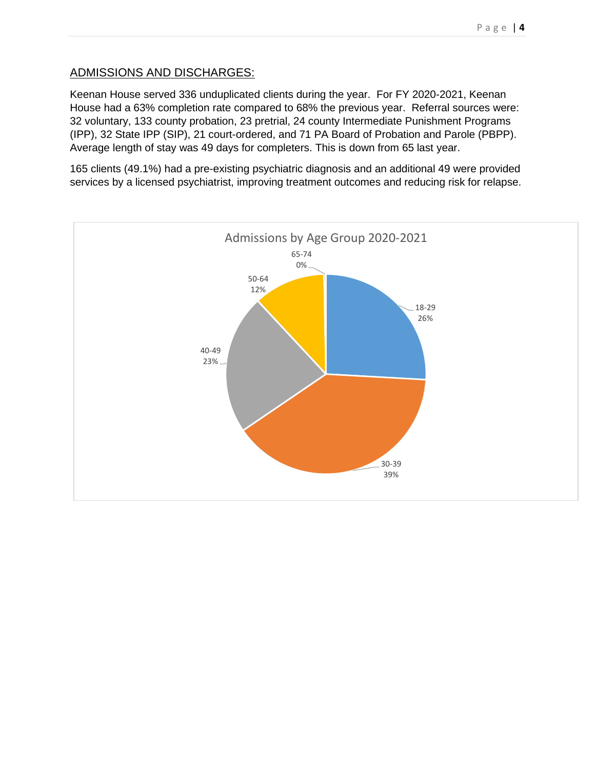## ADMISSIONS AND DISCHARGES:

Keenan House served 336 unduplicated clients during the year. For FY 2020-2021, Keenan House had a 63% completion rate compared to 68% the previous year. Referral sources were: 32 voluntary, 133 county probation, 23 pretrial, 24 county Intermediate Punishment Programs (IPP), 32 State IPP (SIP), 21 court-ordered, and 71 PA Board of Probation and Parole (PBPP). Average length of stay was 49 days for completers. This is down from 65 last year.

165 clients (49.1%) had a pre-existing psychiatric diagnosis and an additional 49 were provided services by a licensed psychiatrist, improving treatment outcomes and reducing risk for relapse.

Admissions by Age Group 2020-2021

| Age Group | Percentage |
| --- | --- |
| 18-29 | 26% |
| 30-39 | 39% |
| 40-49 | 23% |
| 50-64 | 12% |
| 65-74 | 0% |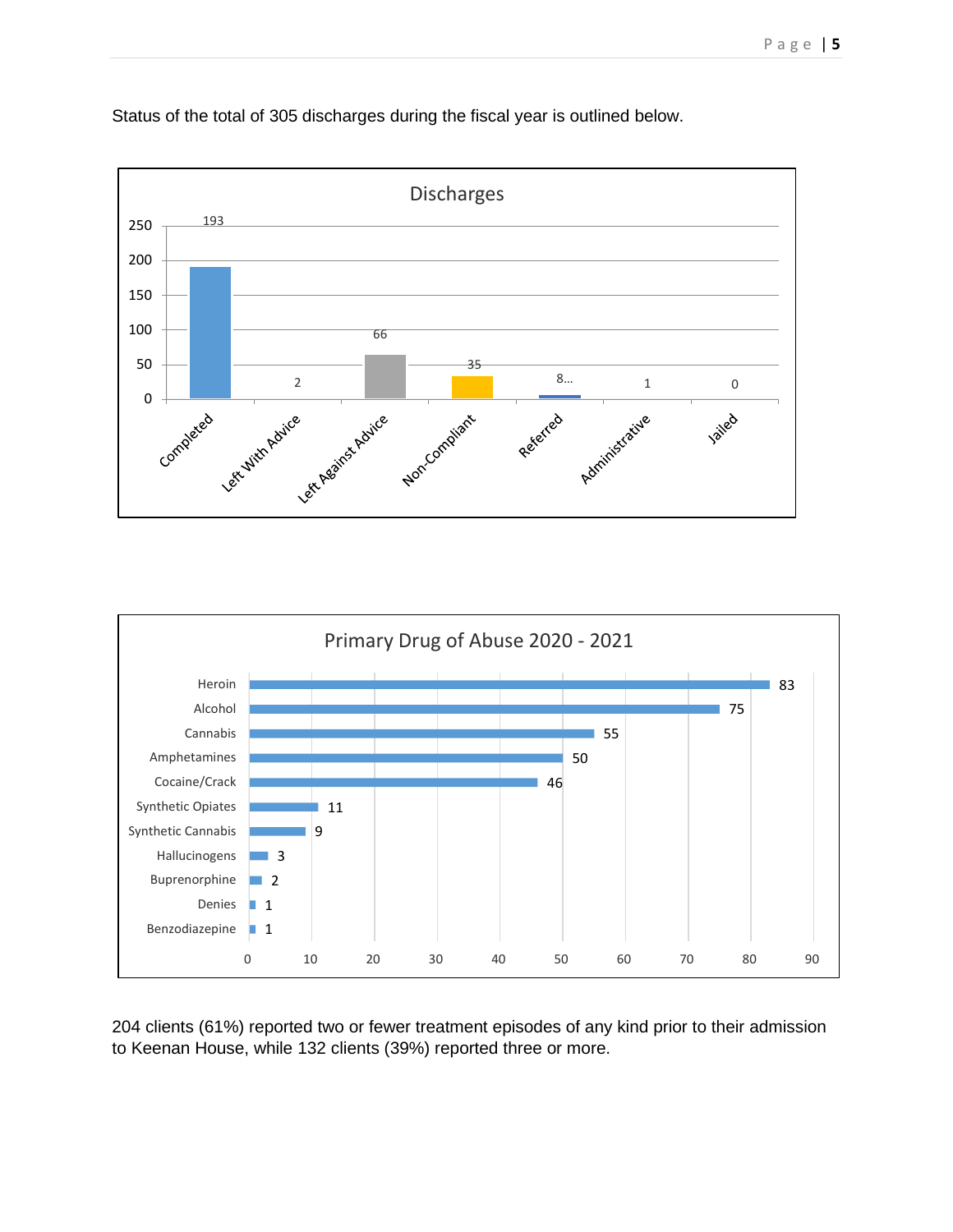Status of the total of 305 discharges during the fiscal year is outlined below.

**Discharges**

| Status | Count |
|---|---|
| Completed | 193 |
| Left With Advice | 2 |
| Left Against Advice | 66 |
| Non-Compliant | 35 |
| Referred | 8... |
| Administrative | 1 |
| Jailed | 0 |

**Primary Drug of Abuse 2020 - 2021**

| Drug | Count |
|---|---|
| Heroin | 83 |
| Alcohol | 75 |
| Cannabis | 55 |
| Amphetamines | 50 |
| Cocaine/Crack | 46 |
| Synthetic Opiates | 11 |
| Synthetic Cannabis | 9 |
| Hallucinogens | 3 |
| Buprenorphine | 2 |
| Denies | 1 |
| Benzodiazepine | 1 |

204 clients (61%) reported two or fewer treatment episodes of any kind prior to their admission to Keenan House, while 132 clients (39%) reported three or more.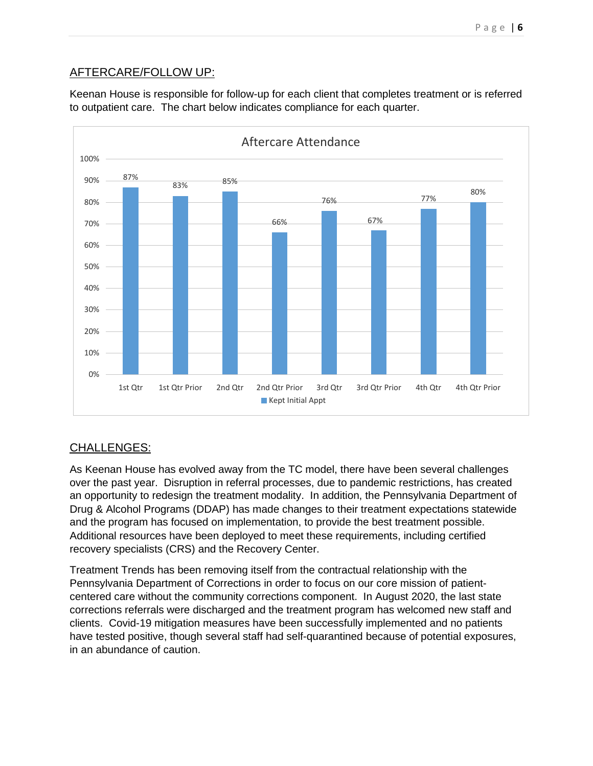## AFTERCARE/FOLLOW UP:

Keenan House is responsible for follow-up for each client that completes treatment or is referred to outpatient care. The chart below indicates compliance for each quarter.

**Aftercare Attendance**

| | Kept Initial Appt |
|---|---|
| 1st Qtr | 87% |
| 1st Qtr Prior | 83% |
| 2nd Qtr | 85% |
| 2nd Qtr Prior | 66% |
| 3rd Qtr | 76% |
| 3rd Qtr Prior | 67% |
| 4th Qtr | 77% |
| 4th Qtr Prior | 80% |

## CHALLENGES:

As Keenan House has evolved away from the TC model, there have been several challenges over the past year. Disruption in referral processes, due to pandemic restrictions, has created an opportunity to redesign the treatment modality. In addition, the Pennsylvania Department of Drug & Alcohol Programs (DDAP) has made changes to their treatment expectations statewide and the program has focused on implementation, to provide the best treatment possible. Additional resources have been deployed to meet these requirements, including certified recovery specialists (CRS) and the Recovery Center.

Treatment Trends has been removing itself from the contractual relationship with the Pennsylvania Department of Corrections in order to focus on our core mission of patient-centered care without the community corrections component. In August 2020, the last state corrections referrals were discharged and the treatment program has welcomed new staff and clients. Covid-19 mitigation measures have been successfully implemented and no patients have tested positive, though several staff had self-quarantined because of potential exposures, in an abundance of caution.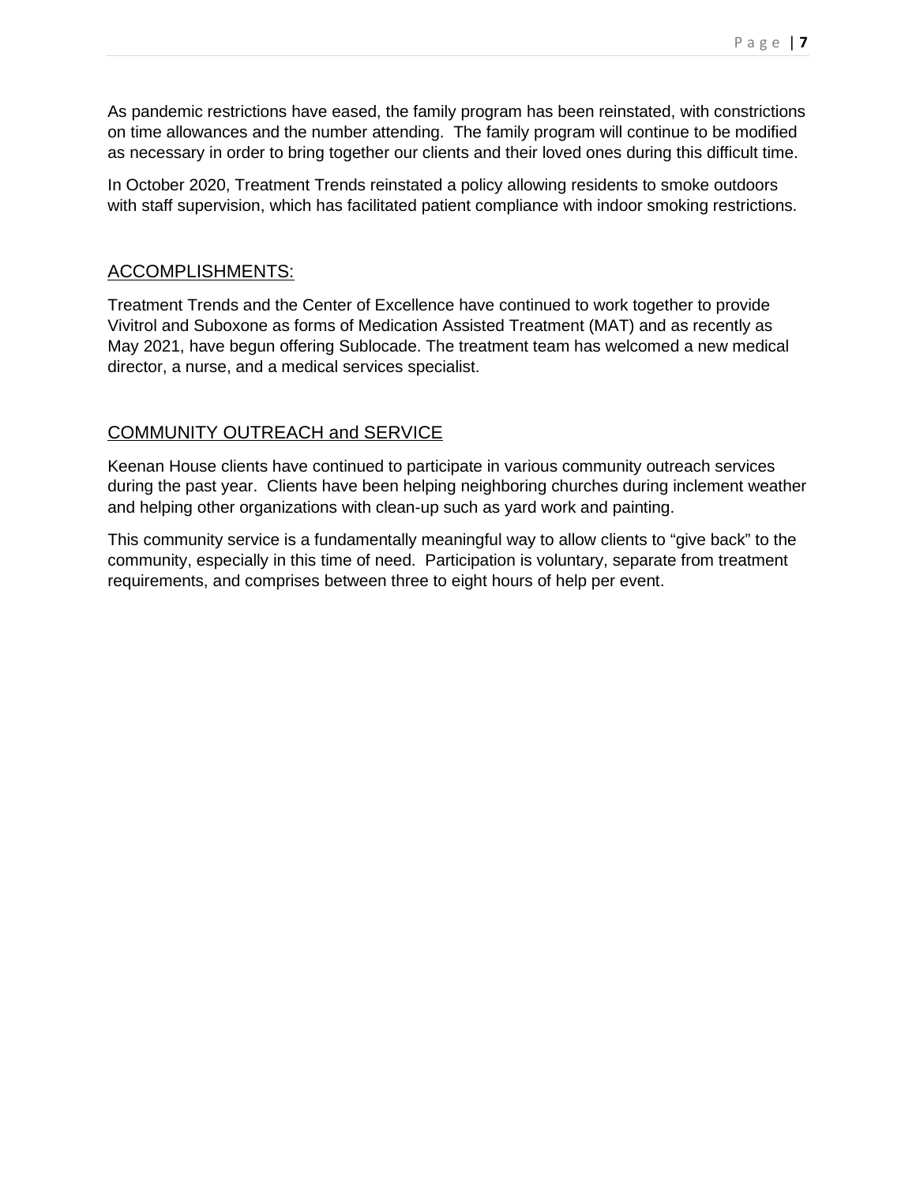As pandemic restrictions have eased, the family program has been reinstated, with constrictions on time allowances and the number attending. The family program will continue to be modified as necessary in order to bring together our clients and their loved ones during this difficult time.

In October 2020, Treatment Trends reinstated a policy allowing residents to smoke outdoors with staff supervision, which has facilitated patient compliance with indoor smoking restrictions.

## ACCOMPLISHMENTS:

Treatment Trends and the Center of Excellence have continued to work together to provide Vivitrol and Suboxone as forms of Medication Assisted Treatment (MAT) and as recently as May 2021, have begun offering Sublocade. The treatment team has welcomed a new medical director, a nurse, and a medical services specialist.

## COMMUNITY OUTREACH and SERVICE

Keenan House clients have continued to participate in various community outreach services during the past year. Clients have been helping neighboring churches during inclement weather and helping other organizations with clean-up such as yard work and painting.

This community service is a fundamentally meaningful way to allow clients to "give back" to the community, especially in this time of need. Participation is voluntary, separate from treatment requirements, and comprises between three to eight hours of help per event.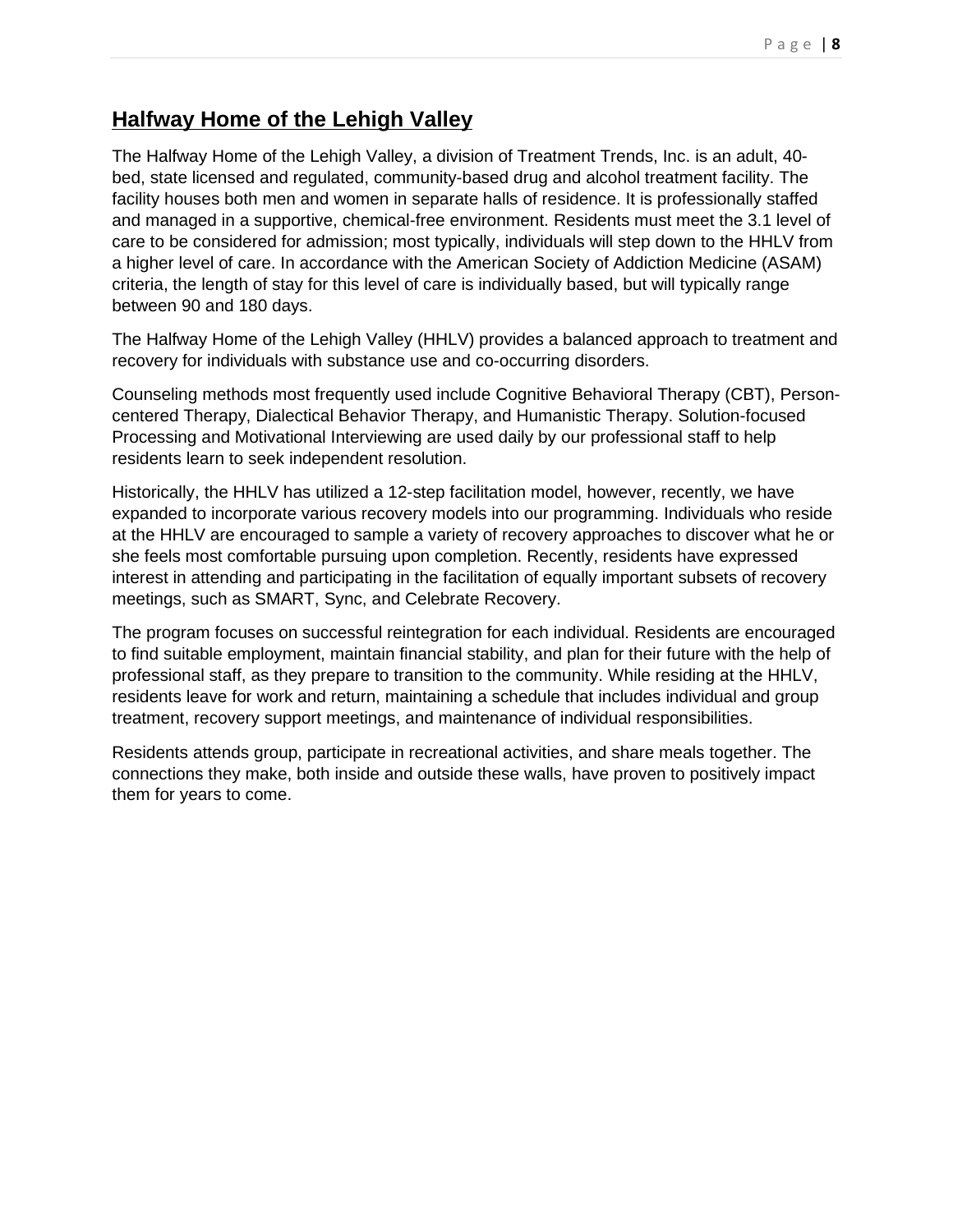## Halfway Home of the Lehigh Valley

The Halfway Home of the Lehigh Valley, a division of Treatment Trends, Inc. is an adult, 40-bed, state licensed and regulated, community-based drug and alcohol treatment facility. The facility houses both men and women in separate halls of residence. It is professionally staffed and managed in a supportive, chemical-free environment. Residents must meet the 3.1 level of care to be considered for admission; most typically, individuals will step down to the HHLV from a higher level of care. In accordance with the American Society of Addiction Medicine (ASAM) criteria, the length of stay for this level of care is individually based, but will typically range between 90 and 180 days.

The Halfway Home of the Lehigh Valley (HHLV) provides a balanced approach to treatment and recovery for individuals with substance use and co-occurring disorders.

Counseling methods most frequently used include Cognitive Behavioral Therapy (CBT), Person-centered Therapy, Dialectical Behavior Therapy, and Humanistic Therapy. Solution-focused Processing and Motivational Interviewing are used daily by our professional staff to help residents learn to seek independent resolution.

Historically, the HHLV has utilized a 12-step facilitation model, however, recently, we have expanded to incorporate various recovery models into our programming. Individuals who reside at the HHLV are encouraged to sample a variety of recovery approaches to discover what he or she feels most comfortable pursuing upon completion. Recently, residents have expressed interest in attending and participating in the facilitation of equally important subsets of recovery meetings, such as SMART, Sync, and Celebrate Recovery.

The program focuses on successful reintegration for each individual. Residents are encouraged to find suitable employment, maintain financial stability, and plan for their future with the help of professional staff, as they prepare to transition to the community. While residing at the HHLV, residents leave for work and return, maintaining a schedule that includes individual and group treatment, recovery support meetings, and maintenance of individual responsibilities.

Residents attends group, participate in recreational activities, and share meals together. The connections they make, both inside and outside these walls, have proven to positively impact them for years to come.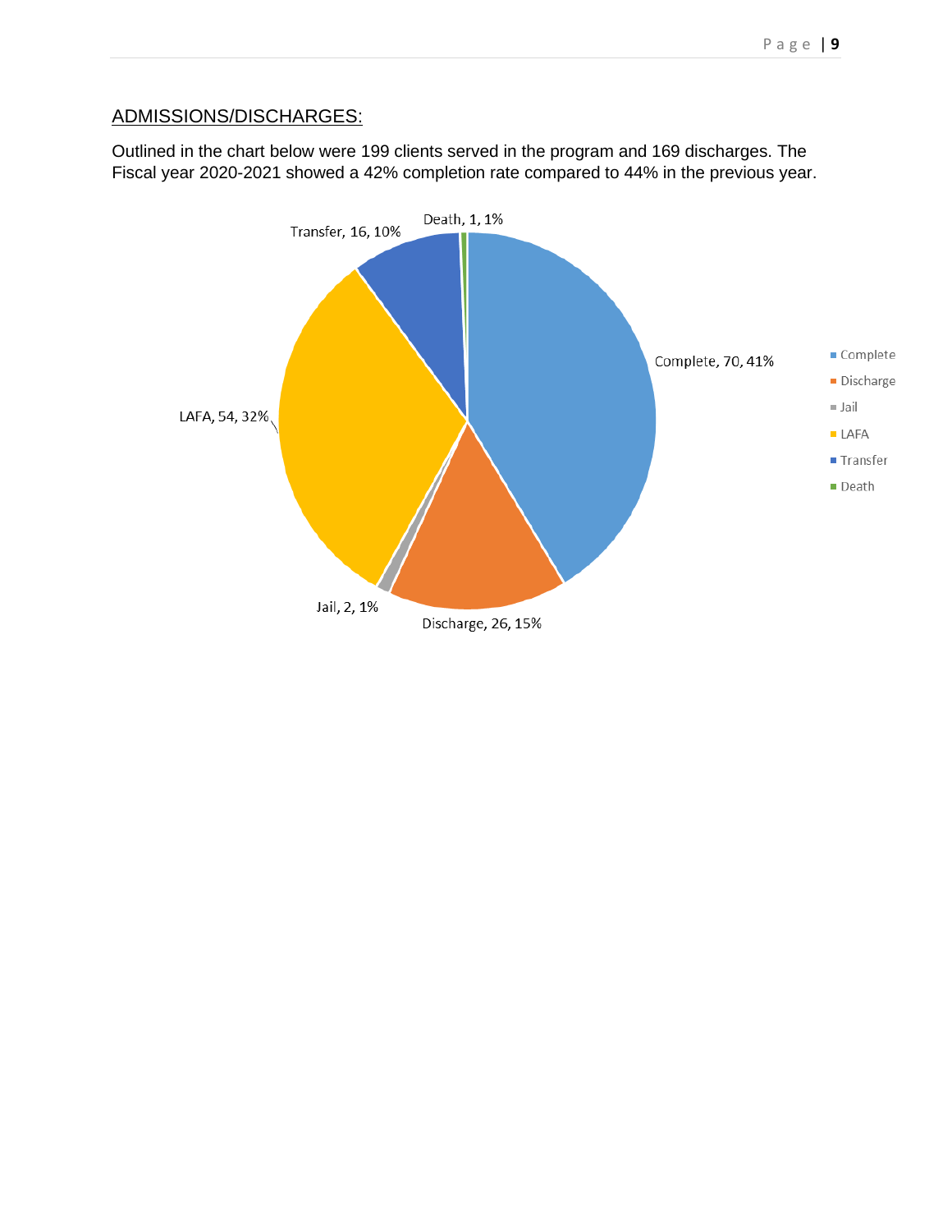## ADMISSIONS/DISCHARGES:

Outlined in the chart below were 199 clients served in the program and 169 discharges. The Fiscal year 2020-2021 showed a 42% completion rate compared to 44% in the previous year.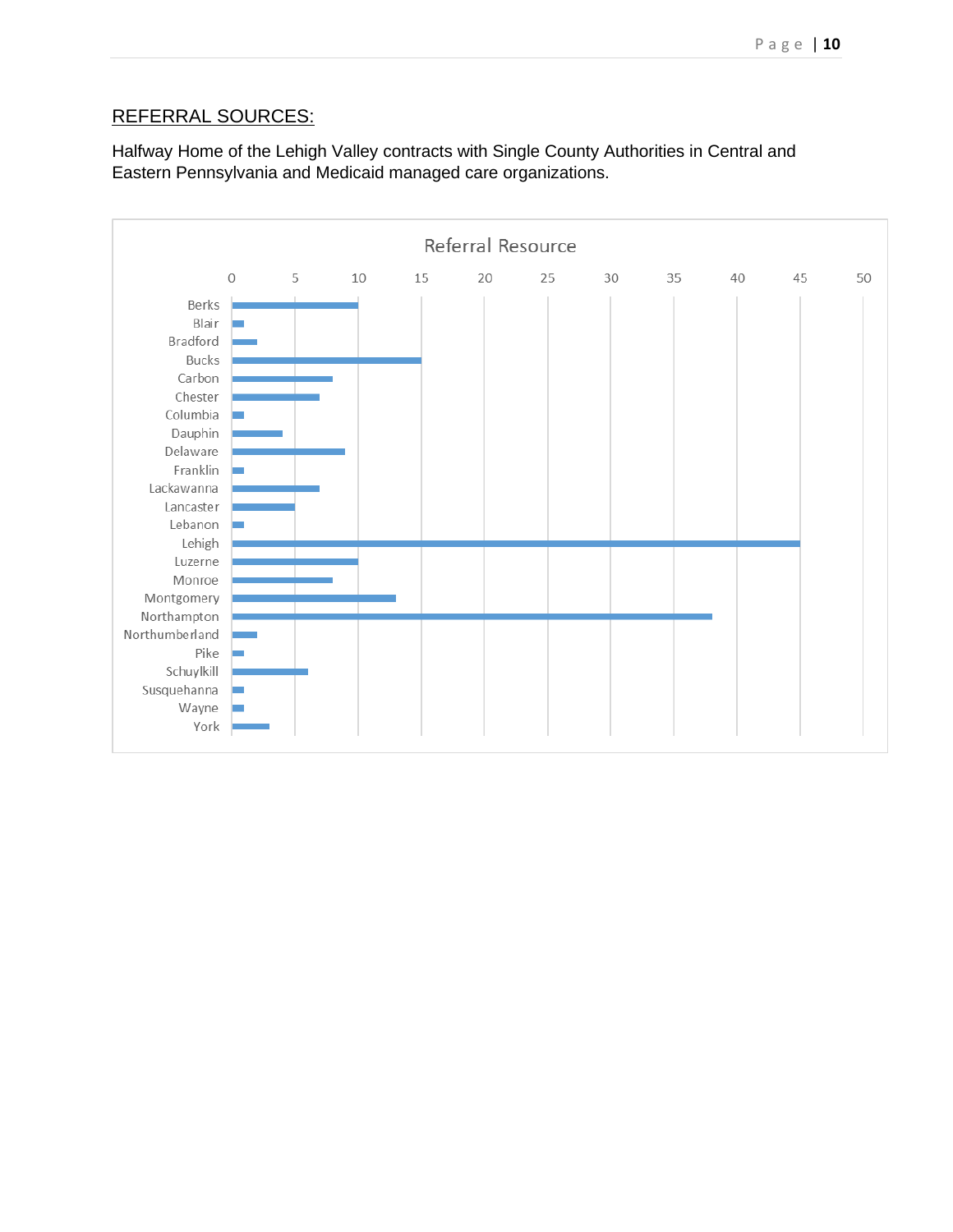## REFERRAL SOURCES:

Halfway Home of the Lehigh Valley contracts with Single County Authorities in Central and Eastern Pennsylvania and Medicaid managed care organizations.

**Referral Resource**

| County | Referrals |
|---|---|
| Berks | 10 |
| Blair | 1 |
| Bradford | 2 |
| Bucks | 15 |
| Carbon | 8 |
| Chester | 7 |
| Columbia | 1 |
| Dauphin | 4 |
| Delaware | 9 |
| Franklin | 1 |
| Lackawanna | 7 |
| Lancaster | 5 |
| Lebanon | 1 |
| Lehigh | 45 |
| Luzerne | 10 |
| Monroe | 8 |
| Montgomery | 13 |
| Northampton | 38 |
| Northumberland | 2 |
| Pike | 1 |
| Schuylkill | 6 |
| Susquehanna | 1 |
| Wayne | 1 |
| York | 3 |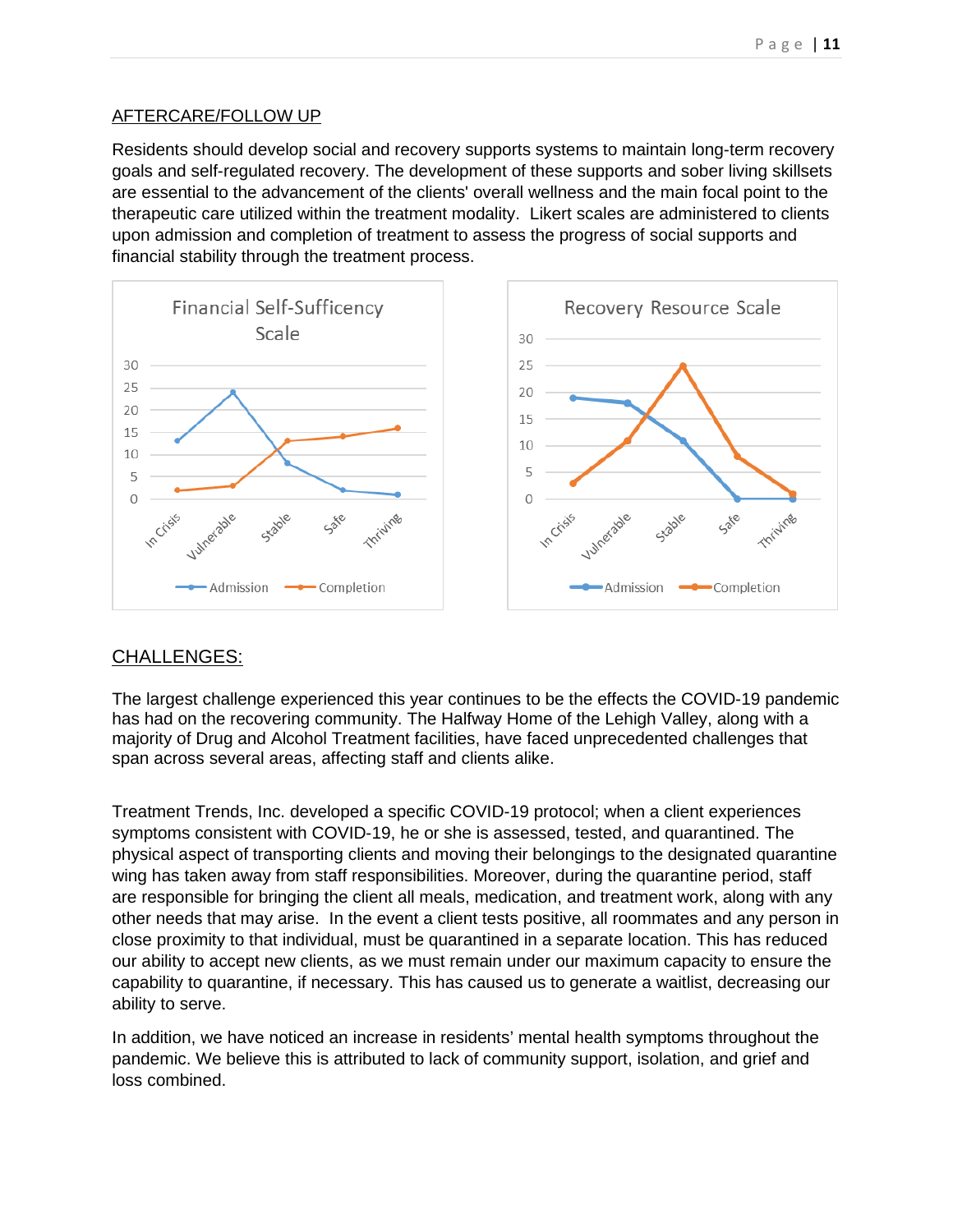AFTERCARE/FOLLOW UP

Residents should develop social and recovery supports systems to maintain long-term recovery goals and self-regulated recovery. The development of these supports and sober living skillsets are essential to the advancement of the clients' overall wellness and the main focal point to the therapeutic care utilized within the treatment modality. Likert scales are administered to clients upon admission and completion of treatment to assess the progress of social supports and financial stability through the treatment process.

Financial Self-Sufficency Scale

Recovery Resource Scale

CHALLENGES:

The largest challenge experienced this year continues to be the effects the COVID-19 pandemic has had on the recovering community. The Halfway Home of the Lehigh Valley, along with a majority of Drug and Alcohol Treatment facilities, have faced unprecedented challenges that span across several areas, affecting staff and clients alike.

Treatment Trends, Inc. developed a specific COVID-19 protocol; when a client experiences symptoms consistent with COVID-19, he or she is assessed, tested, and quarantined. The physical aspect of transporting clients and moving their belongings to the designated quarantine wing has taken away from staff responsibilities. Moreover, during the quarantine period, staff are responsible for bringing the client all meals, medication, and treatment work, along with any other needs that may arise. In the event a client tests positive, all roommates and any person in close proximity to that individual, must be quarantined in a separate location. This has reduced our ability to accept new clients, as we must remain under our maximum capacity to ensure the capability to quarantine, if necessary. This has caused us to generate a waitlist, decreasing our ability to serve.

In addition, we have noticed an increase in residents' mental health symptoms throughout the pandemic. We believe this is attributed to lack of community support, isolation, and grief and loss combined.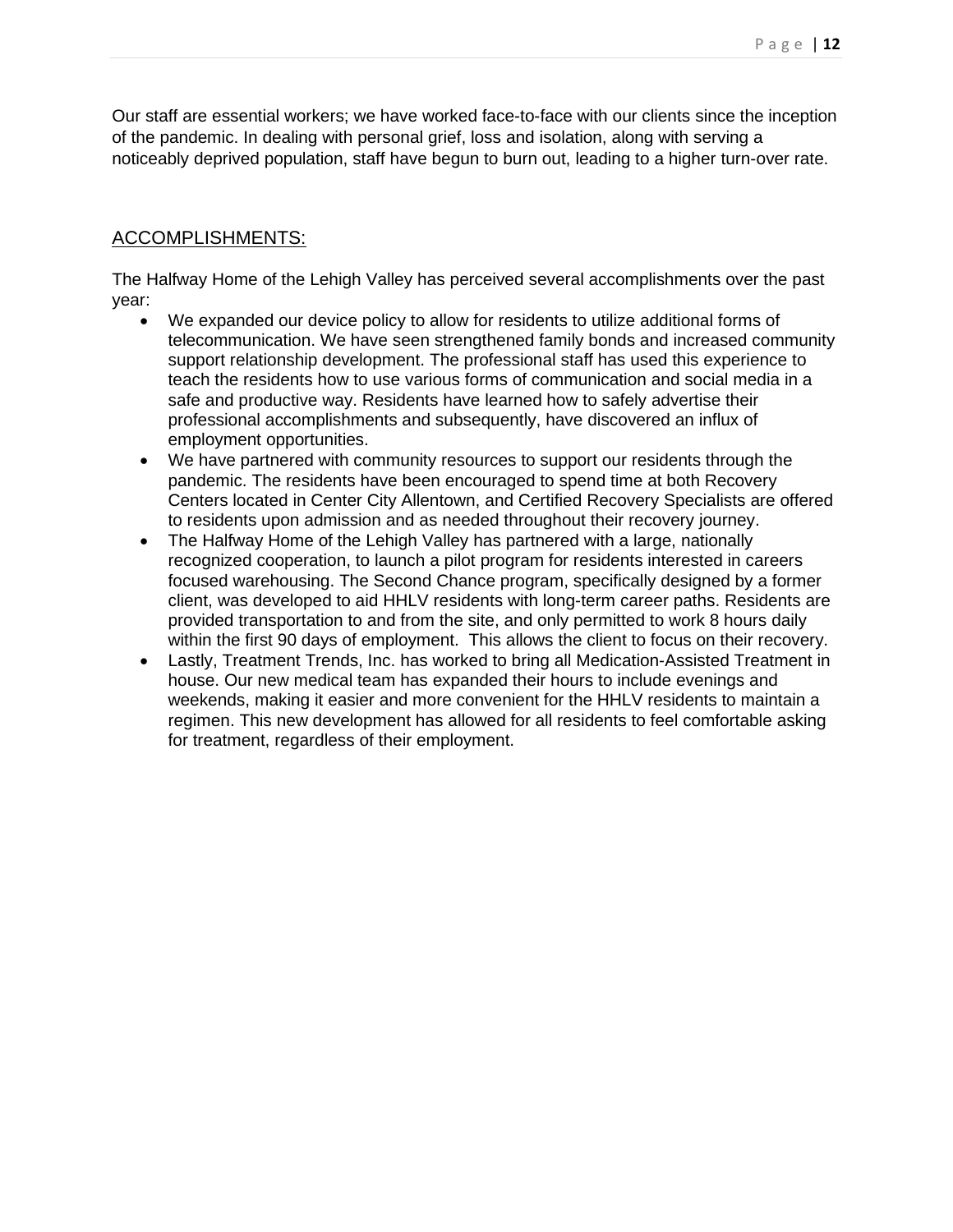Our staff are essential workers; we have worked face-to-face with our clients since the inception of the pandemic. In dealing with personal grief, loss and isolation, along with serving a noticeably deprived population, staff have begun to burn out, leading to a higher turn-over rate.

## ACCOMPLISHMENTS:

The Halfway Home of the Lehigh Valley has perceived several accomplishments over the past year:

- We expanded our device policy to allow for residents to utilize additional forms of telecommunication. We have seen strengthened family bonds and increased community support relationship development. The professional staff has used this experience to teach the residents how to use various forms of communication and social media in a safe and productive way. Residents have learned how to safely advertise their professional accomplishments and subsequently, have discovered an influx of employment opportunities.
- We have partnered with community resources to support our residents through the pandemic. The residents have been encouraged to spend time at both Recovery Centers located in Center City Allentown, and Certified Recovery Specialists are offered to residents upon admission and as needed throughout their recovery journey.
- The Halfway Home of the Lehigh Valley has partnered with a large, nationally recognized cooperation, to launch a pilot program for residents interested in careers focused warehousing. The Second Chance program, specifically designed by a former client, was developed to aid HHLV residents with long-term career paths. Residents are provided transportation to and from the site, and only permitted to work 8 hours daily within the first 90 days of employment. This allows the client to focus on their recovery.
- Lastly, Treatment Trends, Inc. has worked to bring all Medication-Assisted Treatment in house. Our new medical team has expanded their hours to include evenings and weekends, making it easier and more convenient for the HHLV residents to maintain a regimen. This new development has allowed for all residents to feel comfortable asking for treatment, regardless of their employment.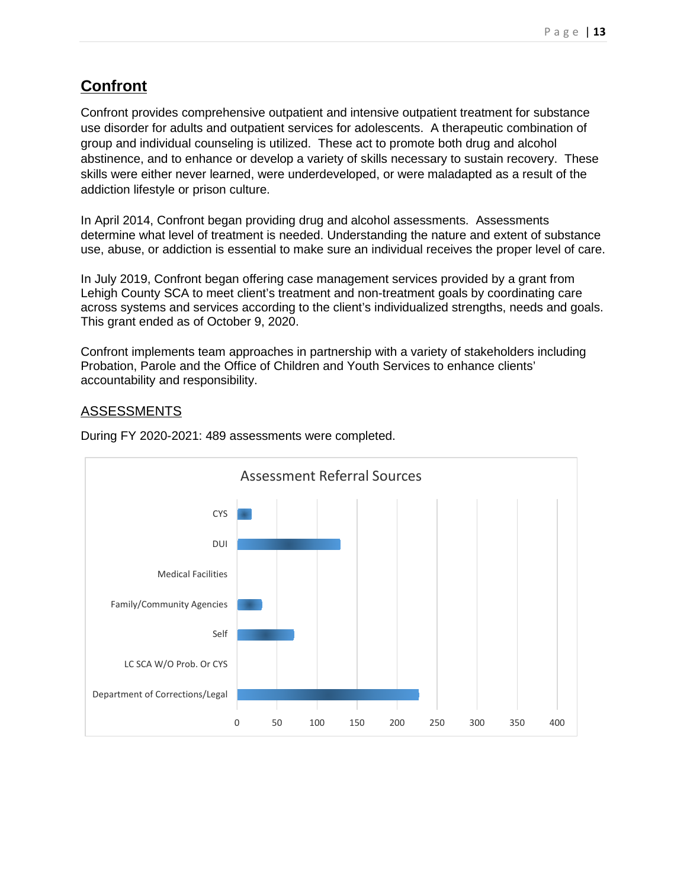# Confront

Confront provides comprehensive outpatient and intensive outpatient treatment for substance use disorder for adults and outpatient services for adolescents. A therapeutic combination of group and individual counseling is utilized. These act to promote both drug and alcohol abstinence, and to enhance or develop a variety of skills necessary to sustain recovery. These skills were either never learned, were underdeveloped, or were maladapted as a result of the addiction lifestyle or prison culture.

In April 2014, Confront began providing drug and alcohol assessments. Assessments determine what level of treatment is needed. Understanding the nature and extent of substance use, abuse, or addiction is essential to make sure an individual receives the proper level of care.

In July 2019, Confront began offering case management services provided by a grant from Lehigh County SCA to meet client's treatment and non-treatment goals by coordinating care across systems and services according to the client's individualized strengths, needs and goals. This grant ended as of October 9, 2020.

Confront implements team approaches in partnership with a variety of stakeholders including Probation, Parole and the Office of Children and Youth Services to enhance clients' accountability and responsibility.

## ASSESSMENTS

During FY 2020-2021: 489 assessments were completed.

**Assessment Referral Sources**

| Referral Source | Approximate Count |
|---|---|
| CYS | ~18 |
| DUI | ~129 |
| Medical Facilities | 0 |
| Family/Community Agencies | ~31 |
| Self | ~71 |
| LC SCA W/O Prob. Or CYS | 0 |
| Department of Corrections/Legal | ~228 |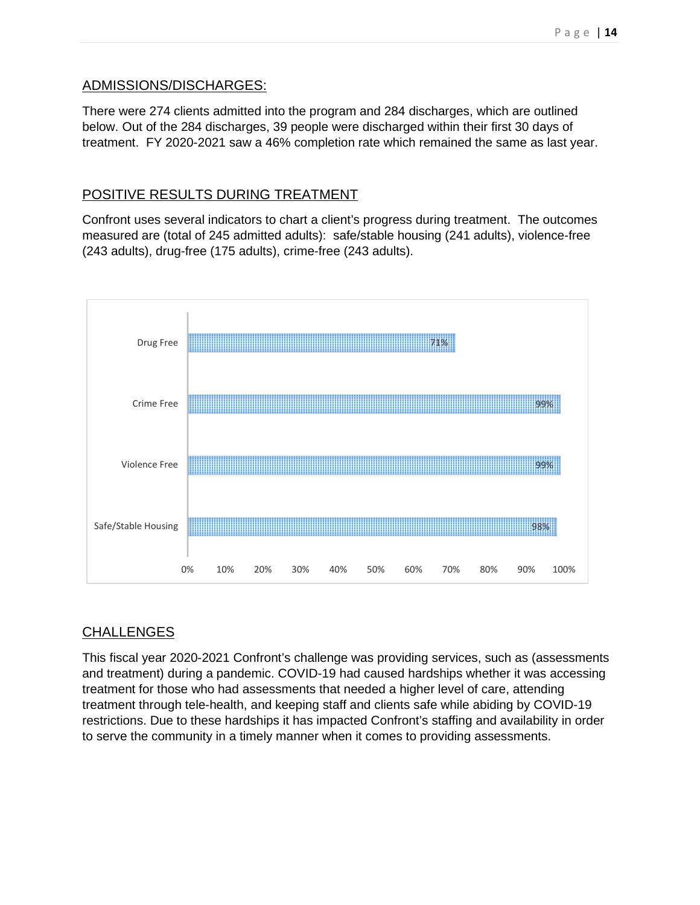## ADMISSIONS/DISCHARGES:

There were 274 clients admitted into the program and 284 discharges, which are outlined below. Out of the 284 discharges, 39 people were discharged within their first 30 days of treatment. FY 2020-2021 saw a 46% completion rate which remained the same as last year.

## POSITIVE RESULTS DURING TREATMENT

Confront uses several indicators to chart a client's progress during treatment. The outcomes measured are (total of 245 admitted adults): safe/stable housing (241 adults), violence-free (243 adults), drug-free (175 adults), crime-free (243 adults).

| Indicator | Percentage |
| --- | --- |
| Drug Free | 71% |
| Crime Free | 99% |
| Violence Free | 99% |
| Safe/Stable Housing | 98% |

## CHALLENGES

This fiscal year 2020-2021 Confront's challenge was providing services, such as (assessments and treatment) during a pandemic. COVID-19 had caused hardships whether it was accessing treatment for those who had assessments that needed a higher level of care, attending treatment through tele-health, and keeping staff and clients safe while abiding by COVID-19 restrictions. Due to these hardships it has impacted Confront's staffing and availability in order to serve the community in a timely manner when it comes to providing assessments.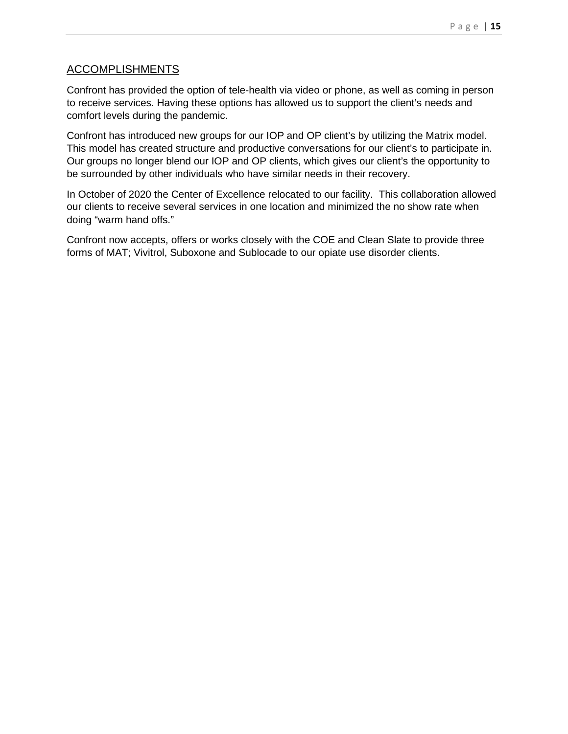## ACCOMPLISHMENTS

Confront has provided the option of tele-health via video or phone, as well as coming in person to receive services. Having these options has allowed us to support the client's needs and comfort levels during the pandemic.

Confront has introduced new groups for our IOP and OP client's by utilizing the Matrix model. This model has created structure and productive conversations for our client's to participate in. Our groups no longer blend our IOP and OP clients, which gives our client's the opportunity to be surrounded by other individuals who have similar needs in their recovery.

In October of 2020 the Center of Excellence relocated to our facility. This collaboration allowed our clients to receive several services in one location and minimized the no show rate when doing "warm hand offs."

Confront now accepts, offers or works closely with the COE and Clean Slate to provide three forms of MAT; Vivitrol, Suboxone and Sublocade to our opiate use disorder clients.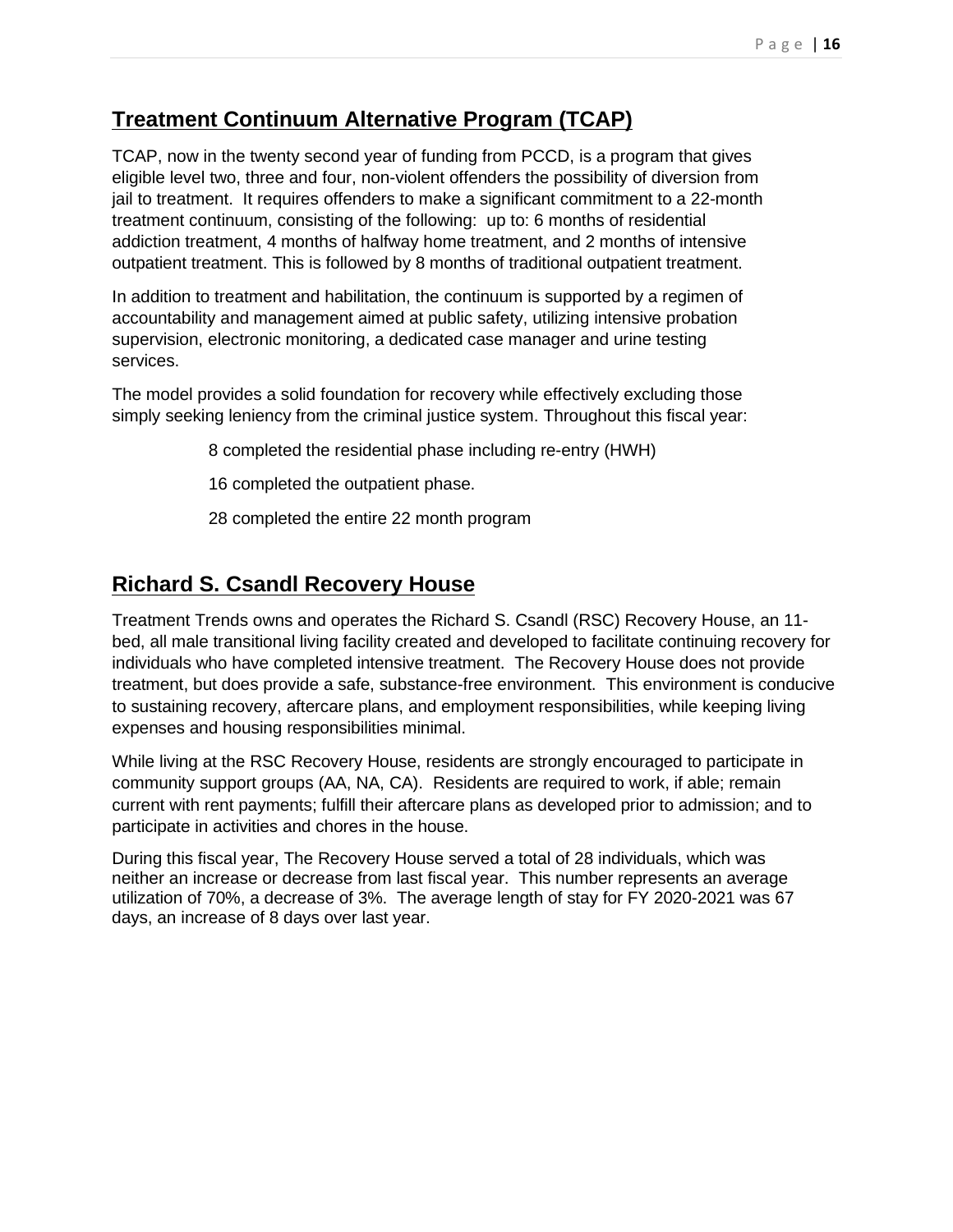## Treatment Continuum Alternative Program (TCAP)

TCAP, now in the twenty second year of funding from PCCD, is a program that gives eligible level two, three and four, non-violent offenders the possibility of diversion from jail to treatment. It requires offenders to make a significant commitment to a 22-month treatment continuum, consisting of the following: up to: 6 months of residential addiction treatment, 4 months of halfway home treatment, and 2 months of intensive outpatient treatment. This is followed by 8 months of traditional outpatient treatment.

In addition to treatment and habilitation, the continuum is supported by a regimen of accountability and management aimed at public safety, utilizing intensive probation supervision, electronic monitoring, a dedicated case manager and urine testing services.

The model provides a solid foundation for recovery while effectively excluding those simply seeking leniency from the criminal justice system. Throughout this fiscal year:

8 completed the residential phase including re-entry (HWH)

16 completed the outpatient phase.

28 completed the entire 22 month program

## Richard S. Csandl Recovery House

Treatment Trends owns and operates the Richard S. Csandl (RSC) Recovery House, an 11-bed, all male transitional living facility created and developed to facilitate continuing recovery for individuals who have completed intensive treatment. The Recovery House does not provide treatment, but does provide a safe, substance-free environment. This environment is conducive to sustaining recovery, aftercare plans, and employment responsibilities, while keeping living expenses and housing responsibilities minimal.

While living at the RSC Recovery House, residents are strongly encouraged to participate in community support groups (AA, NA, CA). Residents are required to work, if able; remain current with rent payments; fulfill their aftercare plans as developed prior to admission; and to participate in activities and chores in the house.

During this fiscal year, The Recovery House served a total of 28 individuals, which was neither an increase or decrease from last fiscal year. This number represents an average utilization of 70%, a decrease of 3%. The average length of stay for FY 2020-2021 was 67 days, an increase of 8 days over last year.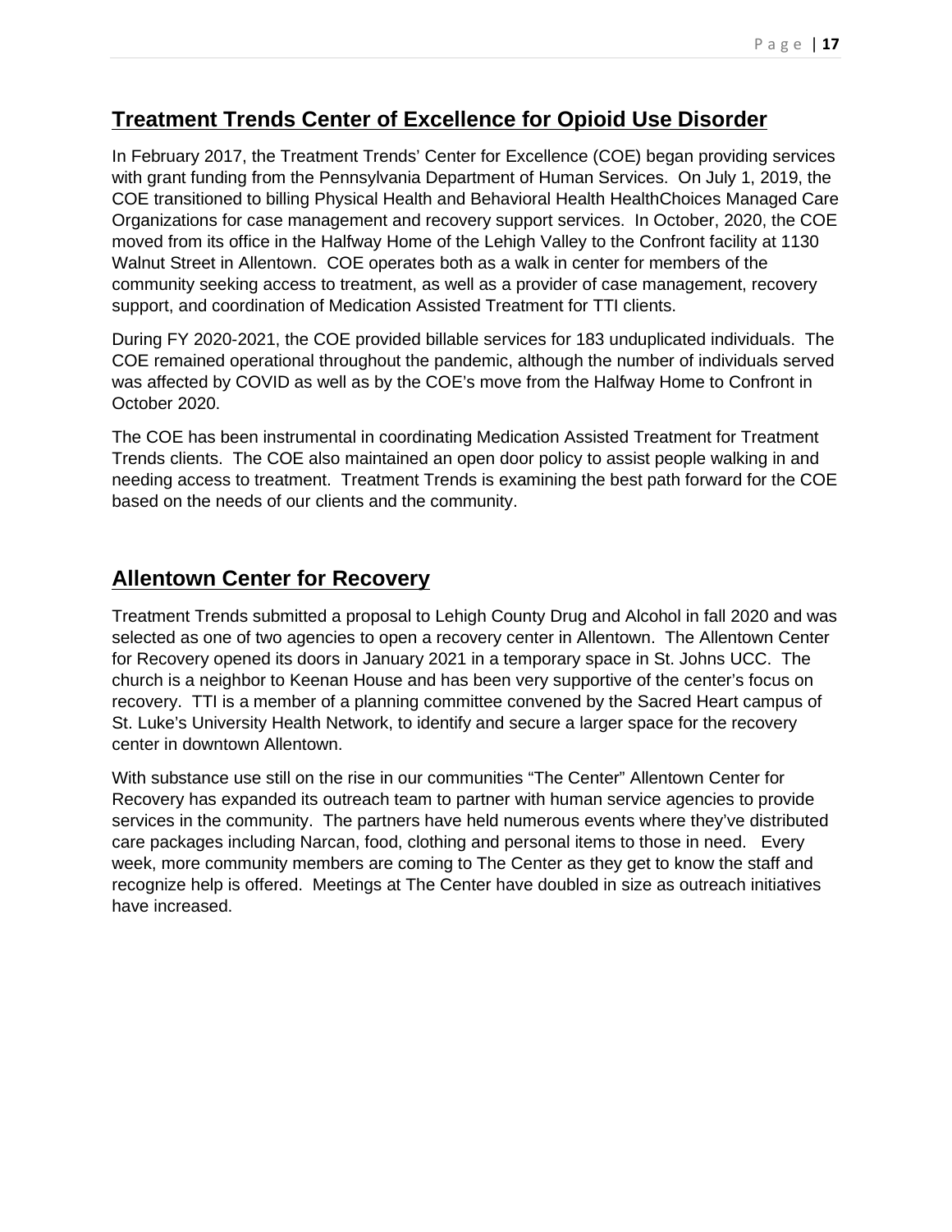## Treatment Trends Center of Excellence for Opioid Use Disorder

In February 2017, the Treatment Trends' Center for Excellence (COE) began providing services with grant funding from the Pennsylvania Department of Human Services. On July 1, 2019, the COE transitioned to billing Physical Health and Behavioral Health HealthChoices Managed Care Organizations for case management and recovery support services. In October, 2020, the COE moved from its office in the Halfway Home of the Lehigh Valley to the Confront facility at 1130 Walnut Street in Allentown. COE operates both as a walk in center for members of the community seeking access to treatment, as well as a provider of case management, recovery support, and coordination of Medication Assisted Treatment for TTI clients.

During FY 2020-2021, the COE provided billable services for 183 unduplicated individuals. The COE remained operational throughout the pandemic, although the number of individuals served was affected by COVID as well as by the COE's move from the Halfway Home to Confront in October 2020.

The COE has been instrumental in coordinating Medication Assisted Treatment for Treatment Trends clients. The COE also maintained an open door policy to assist people walking in and needing access to treatment. Treatment Trends is examining the best path forward for the COE based on the needs of our clients and the community.

## Allentown Center for Recovery

Treatment Trends submitted a proposal to Lehigh County Drug and Alcohol in fall 2020 and was selected as one of two agencies to open a recovery center in Allentown. The Allentown Center for Recovery opened its doors in January 2021 in a temporary space in St. Johns UCC. The church is a neighbor to Keenan House and has been very supportive of the center's focus on recovery. TTI is a member of a planning committee convened by the Sacred Heart campus of St. Luke's University Health Network, to identify and secure a larger space for the recovery center in downtown Allentown.

With substance use still on the rise in our communities "The Center" Allentown Center for Recovery has expanded its outreach team to partner with human service agencies to provide services in the community. The partners have held numerous events where they've distributed care packages including Narcan, food, clothing and personal items to those in need. Every week, more community members are coming to The Center as they get to know the staff and recognize help is offered. Meetings at The Center have doubled in size as outreach initiatives have increased.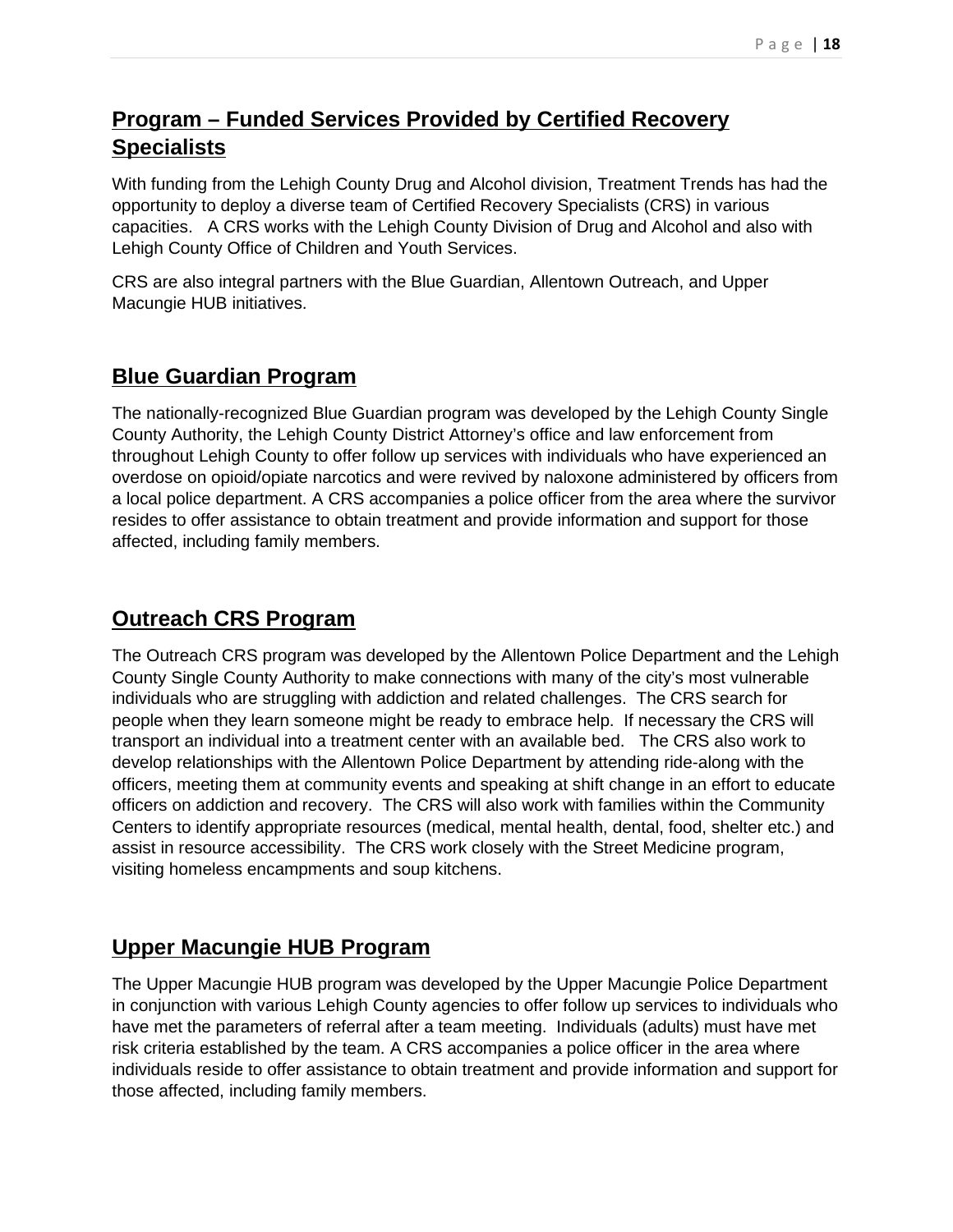## Program – Funded Services Provided by Certified Recovery Specialists

With funding from the Lehigh County Drug and Alcohol division, Treatment Trends has had the opportunity to deploy a diverse team of Certified Recovery Specialists (CRS) in various capacities. A CRS works with the Lehigh County Division of Drug and Alcohol and also with Lehigh County Office of Children and Youth Services.

CRS are also integral partners with the Blue Guardian, Allentown Outreach, and Upper Macungie HUB initiatives.

## Blue Guardian Program

The nationally-recognized Blue Guardian program was developed by the Lehigh County Single County Authority, the Lehigh County District Attorney's office and law enforcement from throughout Lehigh County to offer follow up services with individuals who have experienced an overdose on opioid/opiate narcotics and were revived by naloxone administered by officers from a local police department. A CRS accompanies a police officer from the area where the survivor resides to offer assistance to obtain treatment and provide information and support for those affected, including family members.

## Outreach CRS Program

The Outreach CRS program was developed by the Allentown Police Department and the Lehigh County Single County Authority to make connections with many of the city's most vulnerable individuals who are struggling with addiction and related challenges. The CRS search for people when they learn someone might be ready to embrace help. If necessary the CRS will transport an individual into a treatment center with an available bed. The CRS also work to develop relationships with the Allentown Police Department by attending ride-along with the officers, meeting them at community events and speaking at shift change in an effort to educate officers on addiction and recovery. The CRS will also work with families within the Community Centers to identify appropriate resources (medical, mental health, dental, food, shelter etc.) and assist in resource accessibility. The CRS work closely with the Street Medicine program, visiting homeless encampments and soup kitchens.

## Upper Macungie HUB Program

The Upper Macungie HUB program was developed by the Upper Macungie Police Department in conjunction with various Lehigh County agencies to offer follow up services to individuals who have met the parameters of referral after a team meeting. Individuals (adults) must have met risk criteria established by the team. A CRS accompanies a police officer in the area where individuals reside to offer assistance to obtain treatment and provide information and support for those affected, including family members.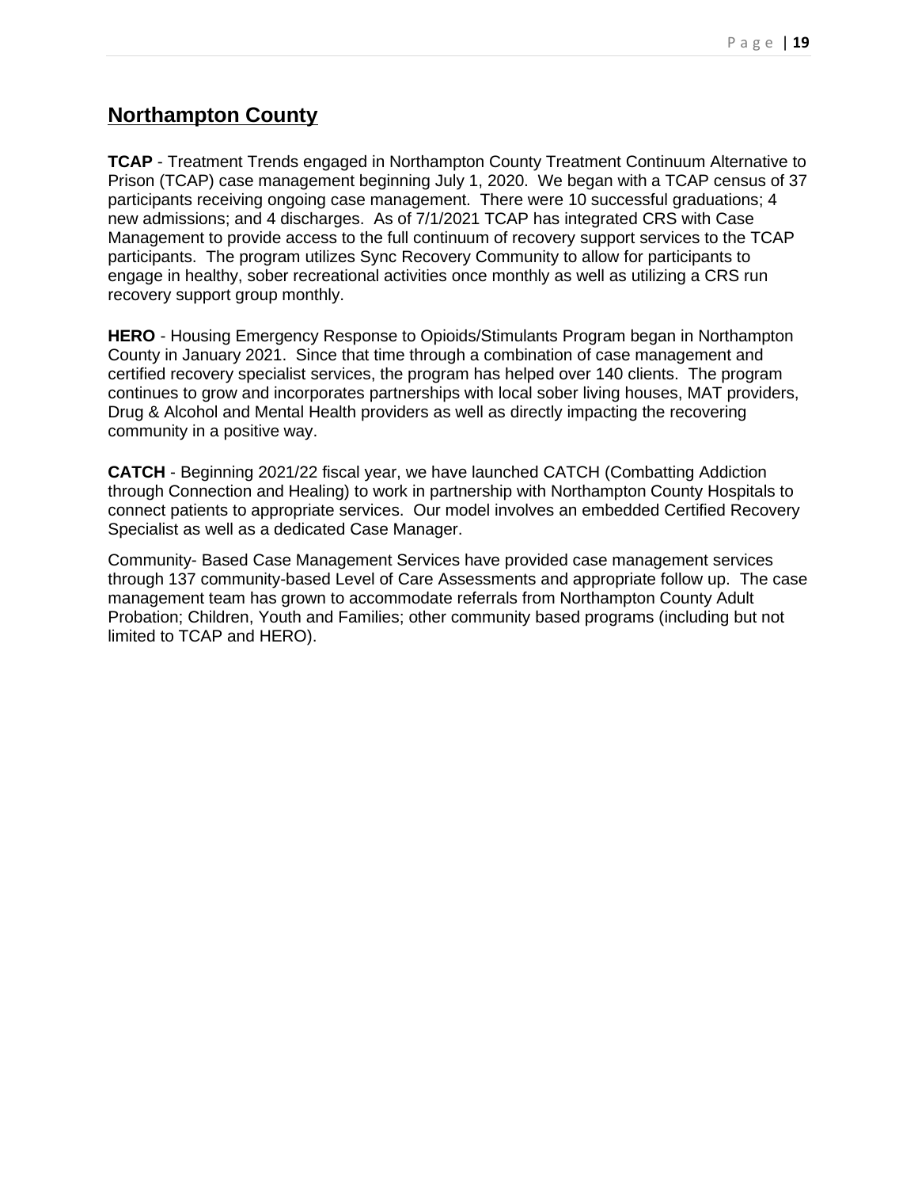## Northampton County

**TCAP** - Treatment Trends engaged in Northampton County Treatment Continuum Alternative to Prison (TCAP) case management beginning July 1, 2020. We began with a TCAP census of 37 participants receiving ongoing case management. There were 10 successful graduations; 4 new admissions; and 4 discharges. As of 7/1/2021 TCAP has integrated CRS with Case Management to provide access to the full continuum of recovery support services to the TCAP participants. The program utilizes Sync Recovery Community to allow for participants to engage in healthy, sober recreational activities once monthly as well as utilizing a CRS run recovery support group monthly.

**HERO** - Housing Emergency Response to Opioids/Stimulants Program began in Northampton County in January 2021. Since that time through a combination of case management and certified recovery specialist services, the program has helped over 140 clients. The program continues to grow and incorporates partnerships with local sober living houses, MAT providers, Drug & Alcohol and Mental Health providers as well as directly impacting the recovering community in a positive way.

**CATCH** - Beginning 2021/22 fiscal year, we have launched CATCH (Combatting Addiction through Connection and Healing) to work in partnership with Northampton County Hospitals to connect patients to appropriate services. Our model involves an embedded Certified Recovery Specialist as well as a dedicated Case Manager.

Community- Based Case Management Services have provided case management services through 137 community-based Level of Care Assessments and appropriate follow up. The case management team has grown to accommodate referrals from Northampton County Adult Probation; Children, Youth and Families; other community based programs (including but not limited to TCAP and HERO).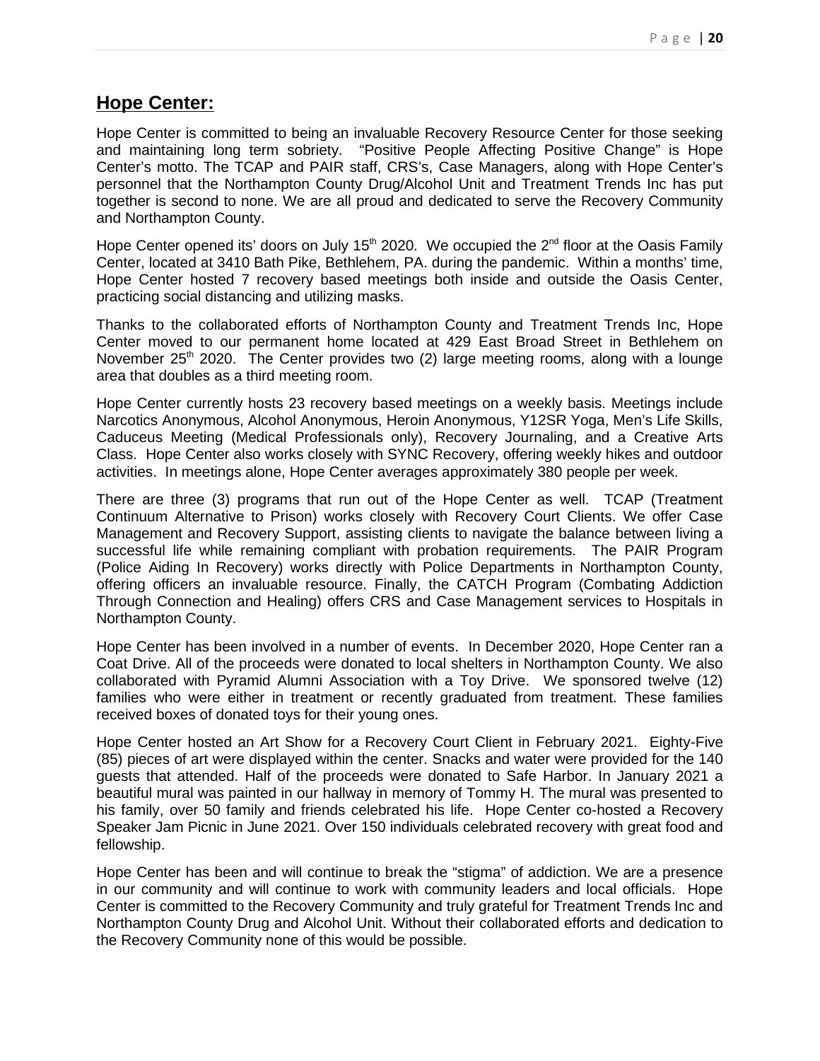## Hope Center:

Hope Center is committed to being an invaluable Recovery Resource Center for those seeking and maintaining long term sobriety. "Positive People Affecting Positive Change" is Hope Center's motto. The TCAP and PAIR staff, CRS's, Case Managers, along with Hope Center's personnel that the Northampton County Drug/Alcohol Unit and Treatment Trends Inc has put together is second to none. We are all proud and dedicated to serve the Recovery Community and Northampton County.

Hope Center opened its' doors on July 15th 2020. We occupied the 2nd floor at the Oasis Family Center, located at 3410 Bath Pike, Bethlehem, PA. during the pandemic. Within a months' time, Hope Center hosted 7 recovery based meetings both inside and outside the Oasis Center, practicing social distancing and utilizing masks.

Thanks to the collaborated efforts of Northampton County and Treatment Trends Inc, Hope Center moved to our permanent home located at 429 East Broad Street in Bethlehem on November 25th 2020. The Center provides two (2) large meeting rooms, along with a lounge area that doubles as a third meeting room.

Hope Center currently hosts 23 recovery based meetings on a weekly basis. Meetings include Narcotics Anonymous, Alcohol Anonymous, Heroin Anonymous, Y12SR Yoga, Men's Life Skills, Caduceus Meeting (Medical Professionals only), Recovery Journaling, and a Creative Arts Class. Hope Center also works closely with SYNC Recovery, offering weekly hikes and outdoor activities. In meetings alone, Hope Center averages approximately 380 people per week.

There are three (3) programs that run out of the Hope Center as well. TCAP (Treatment Continuum Alternative to Prison) works closely with Recovery Court Clients. We offer Case Management and Recovery Support, assisting clients to navigate the balance between living a successful life while remaining compliant with probation requirements. The PAIR Program (Police Aiding In Recovery) works directly with Police Departments in Northampton County, offering officers an invaluable resource. Finally, the CATCH Program (Combating Addiction Through Connection and Healing) offers CRS and Case Management services to Hospitals in Northampton County.

Hope Center has been involved in a number of events. In December 2020, Hope Center ran a Coat Drive. All of the proceeds were donated to local shelters in Northampton County. We also collaborated with Pyramid Alumni Association with a Toy Drive. We sponsored twelve (12) families who were either in treatment or recently graduated from treatment. These families received boxes of donated toys for their young ones.

Hope Center hosted an Art Show for a Recovery Court Client in February 2021. Eighty-Five (85) pieces of art were displayed within the center. Snacks and water were provided for the 140 guests that attended. Half of the proceeds were donated to Safe Harbor. In January 2021 a beautiful mural was painted in our hallway in memory of Tommy H. The mural was presented to his family, over 50 family and friends celebrated his life. Hope Center co-hosted a Recovery Speaker Jam Picnic in June 2021. Over 150 individuals celebrated recovery with great food and fellowship.

Hope Center has been and will continue to break the "stigma" of addiction. We are a presence in our community and will continue to work with community leaders and local officials. Hope Center is committed to the Recovery Community and truly grateful for Treatment Trends Inc and Northampton County Drug and Alcohol Unit. Without their collaborated efforts and dedication to the Recovery Community none of this would be possible.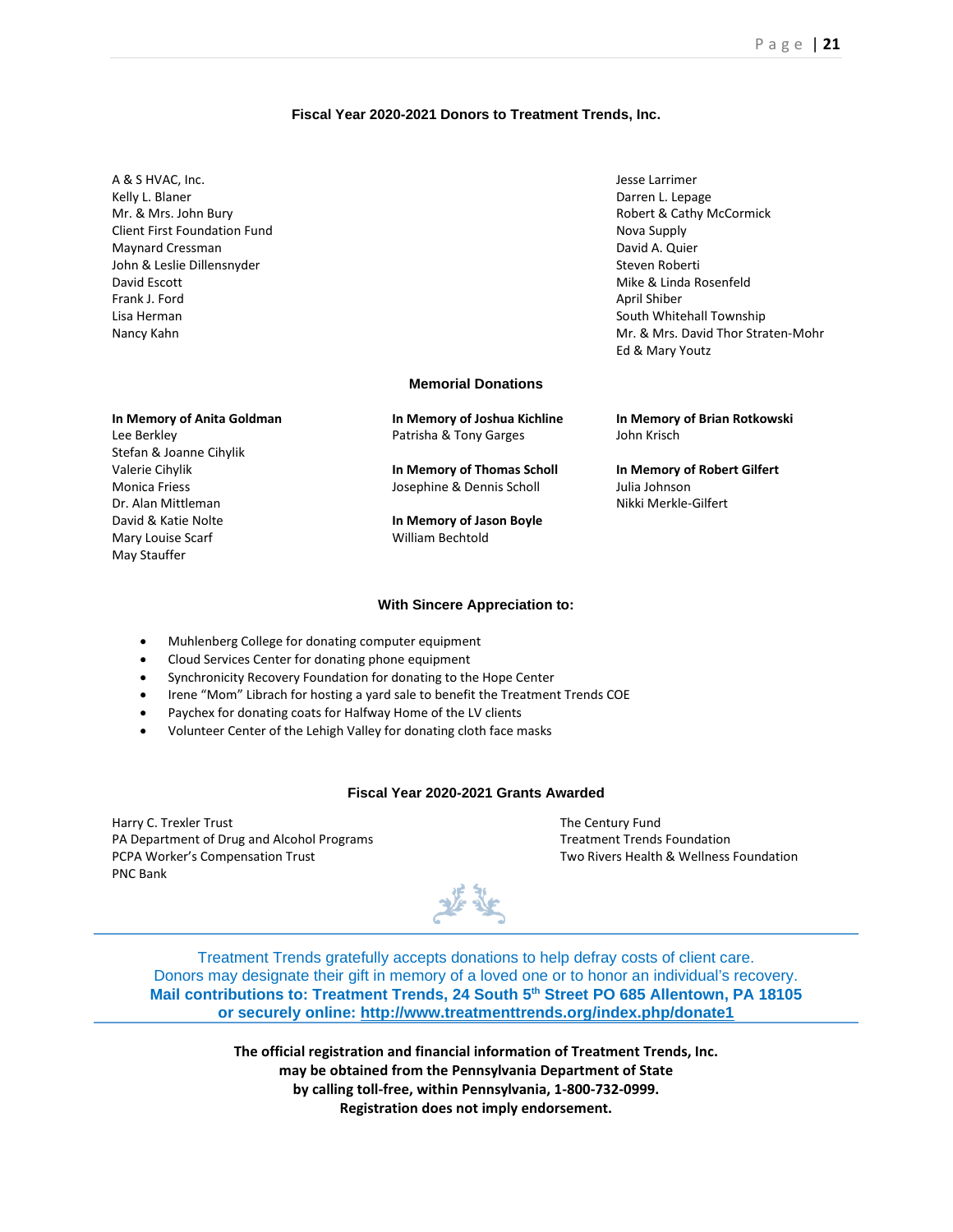## Fiscal Year 2020-2021 Donors to Treatment Trends, Inc.

A & S HVAC, Inc.
Kelly L. Blaner
Mr. & Mrs. John Bury
Client First Foundation Fund
Maynard Cressman
John & Leslie Dillensnyder
David Escott
Frank J. Ford
Lisa Herman
Nancy Kahn

Jesse Larrimer
Darren L. Lepage
Robert & Cathy McCormick
Nova Supply
David A. Quier
Steven Roberti
Mike & Linda Rosenfeld
April Shiber
South Whitehall Township
Mr. & Mrs. David Thor Straten-Mohr
Ed & Mary Youtz

## Memorial Donations

**In Memory of Anita Goldman**
Lee Berkley
Stefan & Joanne Cihylik
Valerie Cihylik
Monica Friess
Dr. Alan Mittleman
David & Katie Nolte
Mary Louise Scarf
May Stauffer

**In Memory of Joshua Kichline**
Patrisha & Tony Garges

**In Memory of Thomas Scholl**
Josephine & Dennis Scholl

**In Memory of Jason Boyle**
William Bechtold

**In Memory of Brian Rotkowski**
John Krisch

**In Memory of Robert Gilfert**
Julia Johnson
Nikki Merkle-Gilfert

## With Sincere Appreciation to:

- Muhlenberg College for donating computer equipment
- Cloud Services Center for donating phone equipment
- Synchronicity Recovery Foundation for donating to the Hope Center
- Irene "Mom" Librach for hosting a yard sale to benefit the Treatment Trends COE
- Paychex for donating coats for Halfway Home of the LV clients
- Volunteer Center of the Lehigh Valley for donating cloth face masks

## Fiscal Year 2020-2021 Grants Awarded

Harry C. Trexler Trust
PA Department of Drug and Alcohol Programs
PCPA Worker's Compensation Trust
PNC Bank

The Century Fund
Treatment Trends Foundation
Two Rivers Health & Wellness Foundation

Treatment Trends gratefully accepts donations to help defray costs of client care.
Donors may designate their gift in memory of a loved one or to honor an individual's recovery.
**Mail contributions to: Treatment Trends, 24 South 5th Street PO 685 Allentown, PA 18105**
**or securely online: http://www.treatmenttrends.org/index.php/donate1**

**The official registration and financial information of Treatment Trends, Inc.**
**may be obtained from the Pennsylvania Department of State**
**by calling toll-free, within Pennsylvania, 1-800-732-0999.**
**Registration does not imply endorsement.**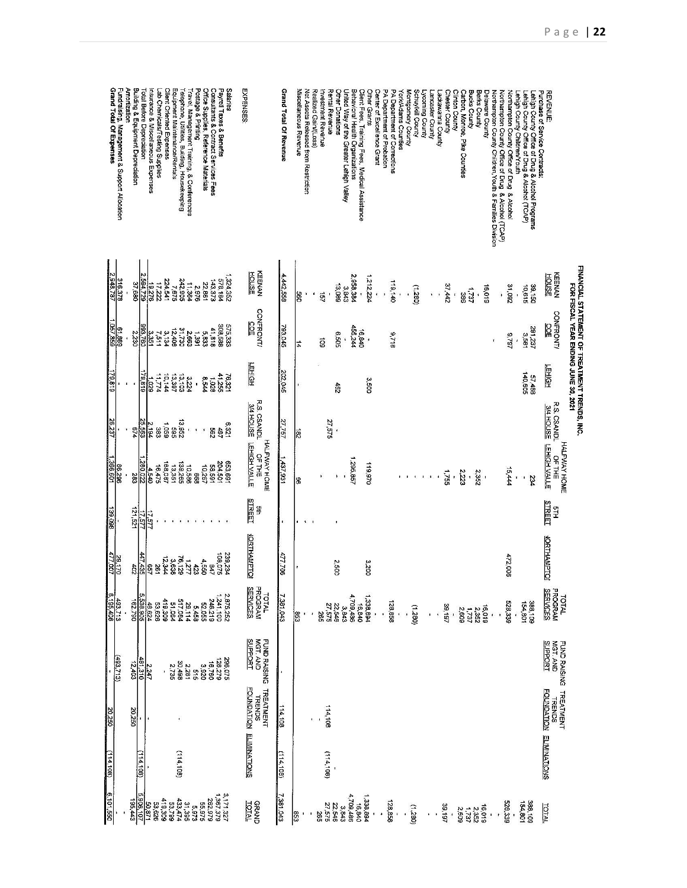# FINANCIAL STATEMENT OF TREATMENT TRENDS, INC.
## FOR FISCAL YEAR ENDING JUNE 30, 2021

| | KEENAN HOUSE | CONFRONT/ COE | LEHIGH | R.S. CSANDL 3/4 HOUSE | HALFWAY HOME OF THE LEHIGH VALLE | 5th STREET | NORTHAMPTON | TOTAL PROGRAM SERVICES | FUND RAISING MGT. AND SUPPORT | TREATMENT TRENDS FOUNDATION | ELIMINATIONS | GRAND TOTAL |
|---|---|---|---|---|---|---|---|---|---|---|---|---|
| **REVENUE:** | | | | | | | | | | | | |
| Purchase of Service Contracts: | | | | | | | | | | | | |
| Lehigh County Office of Drug & Alcohol Programs | 39,150 | 291,237 | 57,488 | | 234 | | | 388,109 | | | | 388,109 |
| Lehigh County Office of Drug & Alcohol (TCAP) | 10,615 | 3,581 | 140,605 | | | | | 154,801 | | | | 154,801 |
| Lehigh County Children/Youth | - | - | | | - | | | - | | | | - |
| Northampton County Office of Drug & Alcohol | 31,092 | 9,797 | | | 15,444 | | 472,006 | 528,339 | | | | 528,339 |
| Northampton County Office of Drug & Alcohol (TCAP) | - | - | | | | | | - | | | | - |
| Northampton County Children,Youth & Families Division | - | | | | | | | - | | | | - |
| Delaware County | - | | | | | | | - | | | | - |
| Berks County | 16,019 | | | | - | | | 16,019 | | | | 16,019 |
| Bucks County | - | | | | 2,352 | | | 2,352 | | | | 2,352 |
| Carbon, Monroe, Pike Counties | 1,737 | | | | - | | | 1,737 | | | | 1,737 |
| Chester County | 386 | | | | 2,223 | | | 2,609 | | | | 2,609 |
| Clinton County | - | | | | - | | | - | | | | - |
| Lackawanna County | 37,442 | | | | 1,755 | | | 39,197 | | | | 39,197 |
| Lancaster County | - | | | | - | | | - | | | | - |
| Lycoming County | - | | | | - | | | - | | | | - |
| Schuylkill County | (1,280) | | | | - | | | (1,280) | | | | (1,280) |
| Montgomery County | - | | | | - | | | - | | | | - |
| York/Adams Counties | - | | | | - | | | - | | | | - |
| PA Department of Corrections | 119,140 | 9,718 | | | - | | | 128,858 | | | | 128,858 |
| PA Department of Probation | - | | | | | | | - | | | | - |
| Center of Excellence Grant | - | | | | | | | - | | | | - |
| Other Grants | 1,212,224 | | 3,500 | | 119,970 | | 3,200 | 1,338,894 | | | | 1,338,894 |
| Client Fees, Training Fees, Medical Assistance | - | 16,840 | | | - | | | 16,840 | | | | 16,840 |
| Behavioral Health Organizations | 2,958,384 | 455,244 | | | 1,295,857 | | | 4,709,486 | | | | 4,709,486 |
| United Way of the Greater Lehigh Valley | 3,843 | - | | | - | | | 3,843 | | | | 3,843 |
| Other Donations | 13,089 | 6,505 | 452 | | - | | 2,500 | 22,546 | | | | 22,546 |
| Rental Revenue | - | | | 27,575 | - | | | 27,575 | | 114,108 | (114,108) | 27,575 |
| Investment Revenue | 157 | 109 | | | - | | | 265 | | | | 265 |
| Realized Gain/(Loss) | - | | | | | - | | - | | | | - |
| Net Assets Released from Restriction | - | | | | | - | | - | | - | | - |
| Miscellaneous Revenue | 560 | 14 | - | 182 | 96 | - | | 853 | | | | 853 |
| **Grand Total Of Revenue** | 4,442,559 | 793,045 | 202,045 | 27,757 | 1,437,991 | - | 477,706 | 7,381,043 | - | 114,108 | (114,108) | 7,381,043 |
| **EXPENSES:** | | | | | | | | | | | | |
| Salaries | 1,324,352 | 575,338 | 76,321 | 6,321 | 653,691 | - | 239,234 | 2,875,252 | 296,075 | | | 3,171,327 |
| Payroll Taxes & Benefits | 579,184 | 309,538 | 41,255 | 497 | 204,501 | - | 106,076 | 1,241,100 | 126,279 | | | 1,367,379 |
| Consultants & Contract Services Fees | 143,373 | 41,818 | 1,029 | 562 | 58,991 | - | 847 | 246,219 | 16,760 | | | 262,979 |
| Office Supplies, Reference Materials | 22,861 | 5,833 | 8,544 | | 10,267 | - | 4,550 | 52,055 | 3,920 | | | 55,975 |
| Postage & Printing | 2,976 | 1,391 | - | | 668 | - | 423 | 5,458 | 515 | | | 5,973 |
| Travel, Management Training, & Conferences | 11,364 | 2,663 | 3,224 | | 10,586 | - | 1,277 | 29,114 | 2,281 | | | 31,395 |
| Telephone, Utilities, Building, Housekeeping | 242,935 | 31,730 | 13,103 | 13,852 | 139,265 | - | 76,129 | 517,084 | 30,498 | | (114,108) | 433,474 |
| Equipment Maintenance/Rentals | 7,675 | 12,408 | 13,397 | 595 | 13,351 | - | 3,638 | 51,064 | 2,735 | | | 53,799 |
| Client Oriented Expenses | 224,541 | 3,134 | 10,144 | 1,059 | 168,087 | - | 12,344 | 419,309 | | | | 419,309 |
| Lab Chemicals/Testing Supplies | 17,222 | 7,511 | 11,774 | 383 | 16,475 | - | 261 | 53,626 | | | | 53,626 |
| Insurance & Miscellaneous Expenses | 19,276 | 3,351 | 1,029 | 2,194 | 4,540 | 17,577 | 657 | 48,624 | 2,247 | | | 50,871 |
| Total Before Depreciation | 2,594,729 | 993,760 | 178,819 | 25,563 | 1,280,022 | 17,577 | 447,435 | 5,538,905 | 481,310 | - | (114,108) | 5,906,107 |
| Building & Equipment Depreciation | 37,680 | 2,230 | - | 674 | 283 | 121,521 | 402 | 162,790 | 12,403 | 20,250 | | 195,443 |
| Amortization | - | - | - | - | - | - | - | - | - | | | - |
| Fundraising, Management & Support Allocation | 316,378 | 61,869 | - | - | 86,296 | - | 29,170 | 493,713 | (493,713) | | | - |
| **Grand Total Of Expenses** | 2,948,787 | 1,057,859 | 179,819 | 26,237 | 1,366,601 | 139,098 | 477,007 | 6,195,408 | - | 20,250 | (114,108) | 6,101,550 |